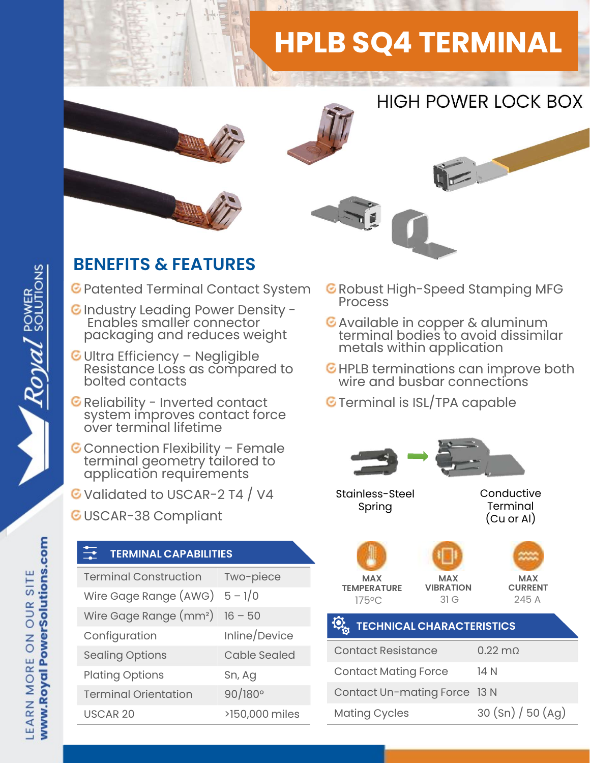# HPLB SQ4 TERMINAL

## HIGH POWER LOCK BOX

## BENEFITS & FEATURES

- Patented Terminal Contact System
- Industry Leading Power Density - Enables smaller connector packaging and reduces weight
- Ultra Efficiency – Negligible Resistance Loss as compared to bolted contacts
- Reliability - Inverted contact system improves contact force over terminal lifetime
- Connection Flexibility – Female terminal geometry tailored to application requirements
- Validated to USCAR-2 T4 / V4
- USCAR-38 Compliant
- Robust High-Speed Stamping MFG Process
- Available in copper & aluminum terminal bodies to avoid dissimilar metals within application
- HPLB terminations can improve both wire and busbar connections
- Terminal is ISL/TPA capable

Stainless-Steel Spring → Conductive Terminal (Cu or Al)

### TERMINAL CAPABILITIES

| | |
|---|---|
| Terminal Construction | Two-piece |
| Wire Gage Range (AWG) | 5 – 1/0 |
| Wire Gage Range (mm²) | 16 – 50 |
| Configuration | Inline/Device |
| Sealing Options | Cable Sealed |
| Plating Options | Sn, Ag |
| Terminal Orientation | 90/180° |
| USCAR 20 | >150,000 miles |

**MAX TEMPERATURE** 175°C

**MAX VIBRATION** 31 G

**MAX CURRENT** 245 A

### TECHNICAL CHARACTERISTICS

| | |
|---|---|
| Contact Resistance | 0.22 mΩ |
| Contact Mating Force | 14 N |
| Contact Un-mating Force | 13 N |
| Mating Cycles | 30 (Sn) / 50 (Ag) |

LEARN MORE ON OUR SITE **www.RoyalPowerSolutions.com**

Royal POWER SOLUTIONS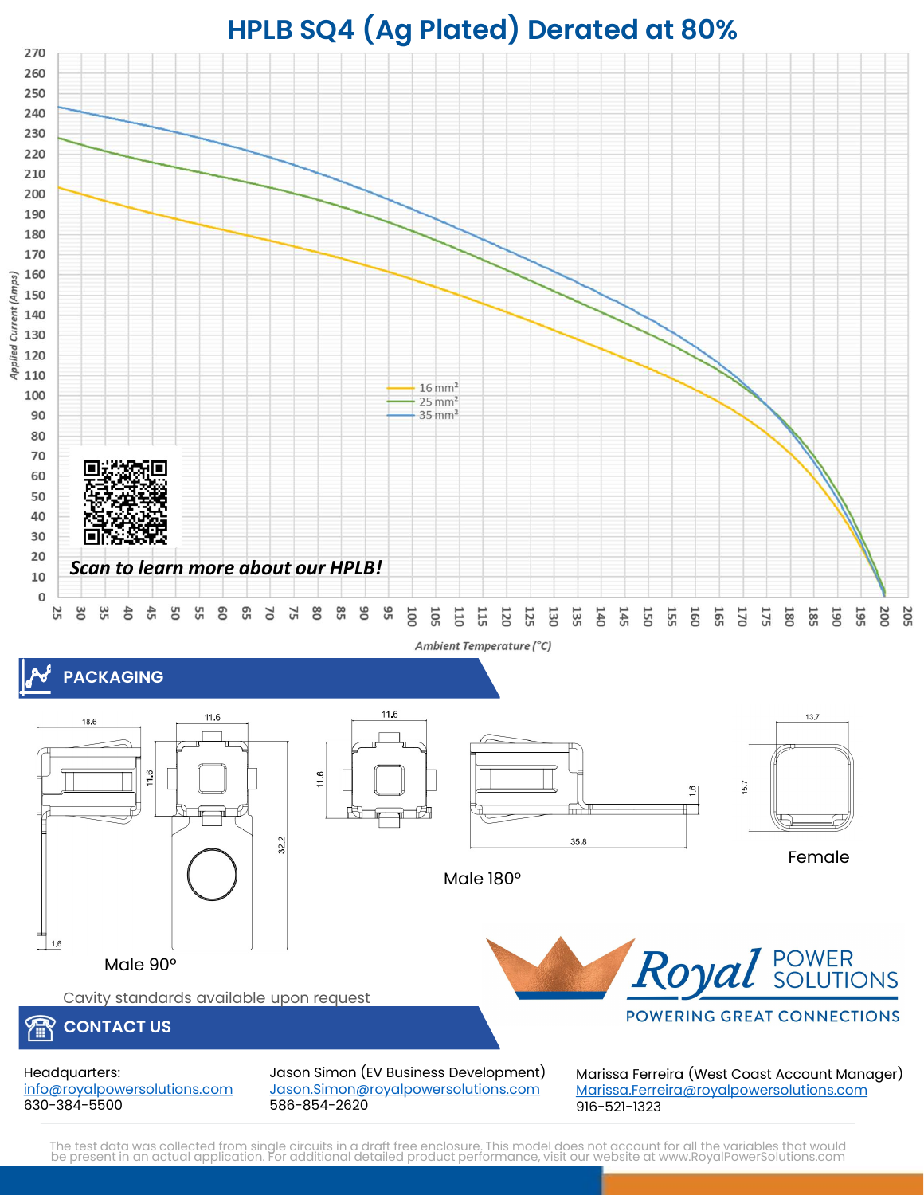# HPLB SQ4 (Ag Plated) Derated at 80%

Applied Current (Amps)

270
260
250
240
230
220
210
200
190
180
170
160
150
140
130
120
110
100
90
80
70
60
50
40
30
20
10
0

25 30 35 40 45 50 55 60 65 70 75 80 85 90 95 100 105 110 115 120 125 130 135 140 145 150 155 160 165 170 175 180 185 190 195 200 205

Ambient Temperature (°C)

16 mm²
25 mm²
35 mm²

*Scan to learn more about our HPLB!*

## PACKAGING

18.6
11.6
11.6
32.2
1.6

Male 90°

11.6
11.6

1.6
35.8

Male 180°

13.7
15.7

Female

Cavity standards available upon request

## CONTACT US

Headquarters:
info@royalpowersolutions.com
630-384-5500

Jason Simon (EV Business Development)
Jason.Simon@royalpowersolutions.com
586-854-2620

Marissa Ferreira (West Coast Account Manager)
Marissa.Ferreira@royalpowersolutions.com
916-521-1323

Royal POWER SOLUTIONS
POWERING GREAT CONNECTIONS

The test data was collected from single circuits in a draft free enclosure. This model does not account for all the variables that would be present in an actual application. For additional detailed product performance, visit our website at www.RoyalPowerSolutions.com